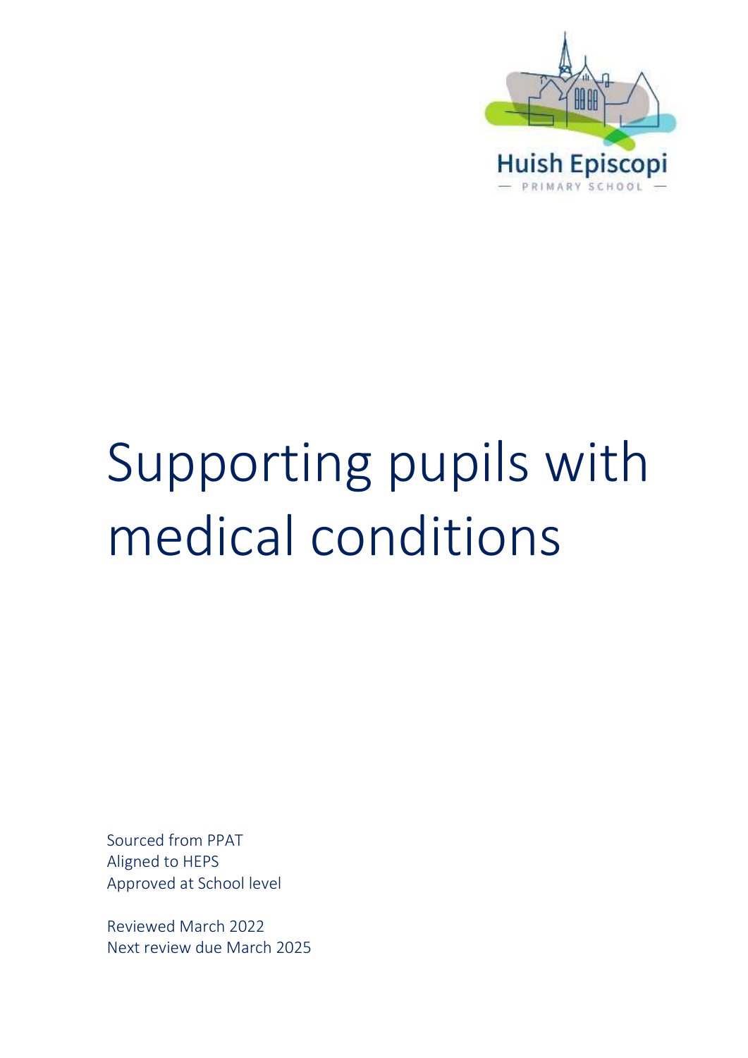Huish Episcopi

— PRIMARY SCHOOL —

# Supporting pupils with medical conditions

Sourced from PPAT
Aligned to HEPS
Approved at School level

Reviewed March 2022
Next review due March 2025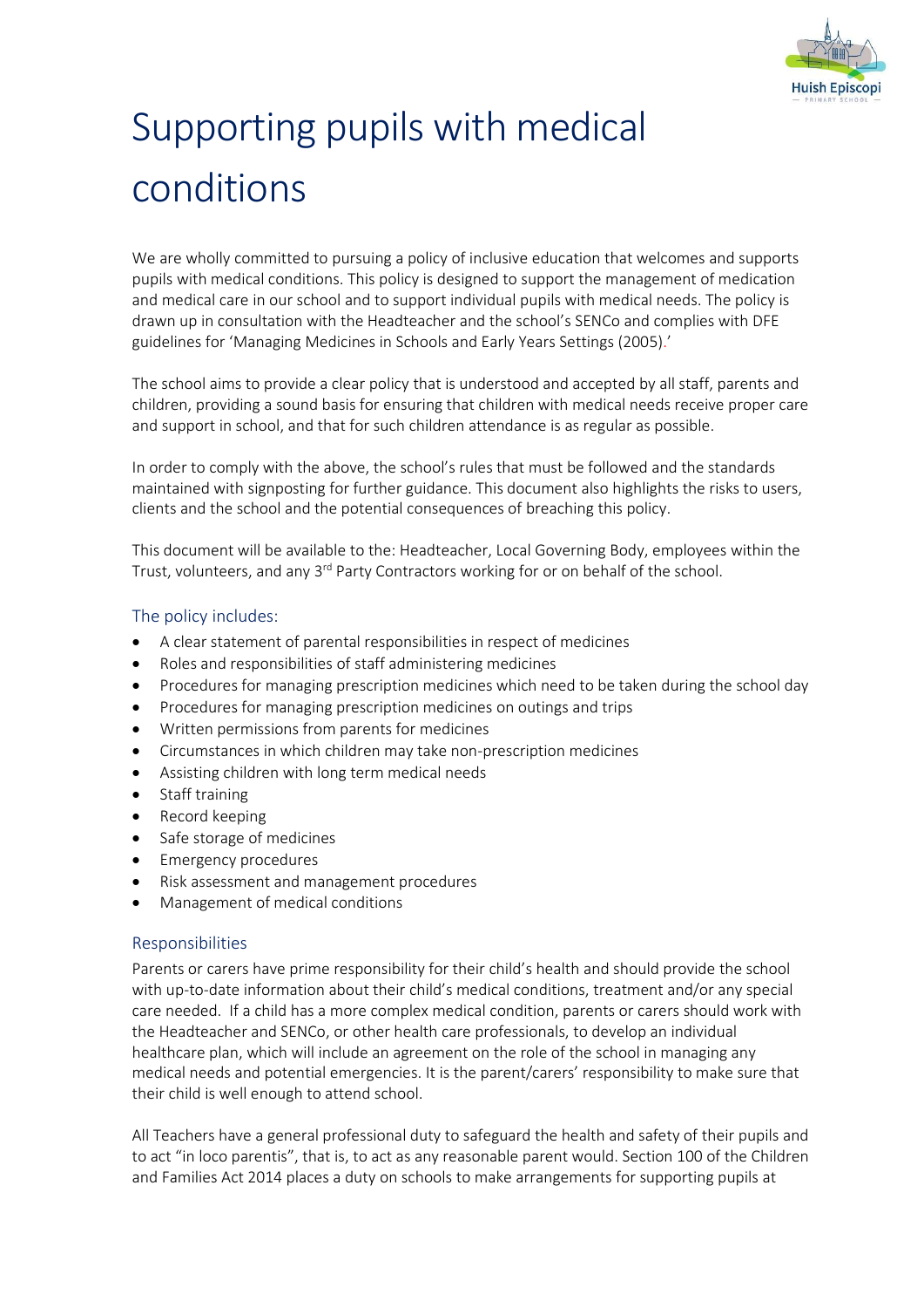# Supporting pupils with medical conditions

We are wholly committed to pursuing a policy of inclusive education that welcomes and supports pupils with medical conditions. This policy is designed to support the management of medication and medical care in our school and to support individual pupils with medical needs. The policy is drawn up in consultation with the Headteacher and the school's SENCo and complies with DFE guidelines for 'Managing Medicines in Schools and Early Years Settings (2005).'

The school aims to provide a clear policy that is understood and accepted by all staff, parents and children, providing a sound basis for ensuring that children with medical needs receive proper care and support in school, and that for such children attendance is as regular as possible.

In order to comply with the above, the school's rules that must be followed and the standards maintained with signposting for further guidance. This document also highlights the risks to users, clients and the school and the potential consequences of breaching this policy.

This document will be available to the: Headteacher, Local Governing Body, employees within the Trust, volunteers, and any 3rd Party Contractors working for or on behalf of the school.

## The policy includes:

- A clear statement of parental responsibilities in respect of medicines
- Roles and responsibilities of staff administering medicines
- Procedures for managing prescription medicines which need to be taken during the school day
- Procedures for managing prescription medicines on outings and trips
- Written permissions from parents for medicines
- Circumstances in which children may take non-prescription medicines
- Assisting children with long term medical needs
- Staff training
- Record keeping
- Safe storage of medicines
- Emergency procedures
- Risk assessment and management procedures
- Management of medical conditions

## Responsibilities

Parents or carers have prime responsibility for their child's health and should provide the school with up-to-date information about their child's medical conditions, treatment and/or any special care needed. If a child has a more complex medical condition, parents or carers should work with the Headteacher and SENCo, or other health care professionals, to develop an individual healthcare plan, which will include an agreement on the role of the school in managing any medical needs and potential emergencies. It is the parent/carers' responsibility to make sure that their child is well enough to attend school.

All Teachers have a general professional duty to safeguard the health and safety of their pupils and to act "in loco parentis", that is, to act as any reasonable parent would. Section 100 of the Children and Families Act 2014 places a duty on schools to make arrangements for supporting pupils at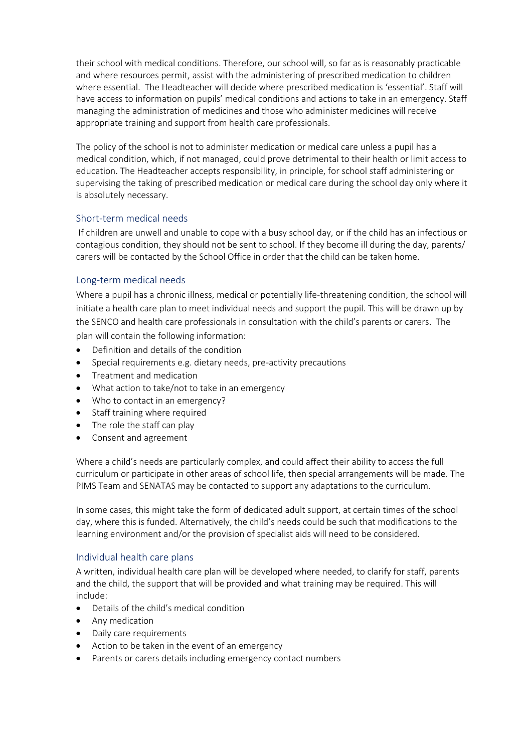their school with medical conditions. Therefore, our school will, so far as is reasonably practicable and where resources permit, assist with the administering of prescribed medication to children where essential. The Headteacher will decide where prescribed medication is 'essential'. Staff will have access to information on pupils' medical conditions and actions to take in an emergency. Staff managing the administration of medicines and those who administer medicines will receive appropriate training and support from health care professionals.

The policy of the school is not to administer medication or medical care unless a pupil has a medical condition, which, if not managed, could prove detrimental to their health or limit access to education. The Headteacher accepts responsibility, in principle, for school staff administering or supervising the taking of prescribed medication or medical care during the school day only where it is absolutely necessary.

### Short-term medical needs

If children are unwell and unable to cope with a busy school day, or if the child has an infectious or contagious condition, they should not be sent to school. If they become ill during the day, parents/ carers will be contacted by the School Office in order that the child can be taken home.

### Long-term medical needs

Where a pupil has a chronic illness, medical or potentially life-threatening condition, the school will initiate a health care plan to meet individual needs and support the pupil. This will be drawn up by the SENCO and health care professionals in consultation with the child's parents or carers. The plan will contain the following information:

- Definition and details of the condition
- Special requirements e.g. dietary needs, pre-activity precautions
- Treatment and medication
- What action to take/not to take in an emergency
- Who to contact in an emergency?
- Staff training where required
- The role the staff can play
- Consent and agreement

Where a child's needs are particularly complex, and could affect their ability to access the full curriculum or participate in other areas of school life, then special arrangements will be made. The PIMS Team and SENATAS may be contacted to support any adaptations to the curriculum.

In some cases, this might take the form of dedicated adult support, at certain times of the school day, where this is funded. Alternatively, the child's needs could be such that modifications to the learning environment and/or the provision of specialist aids will need to be considered.

### Individual health care plans

A written, individual health care plan will be developed where needed, to clarify for staff, parents and the child, the support that will be provided and what training may be required. This will include:

- Details of the child's medical condition
- Any medication
- Daily care requirements
- Action to be taken in the event of an emergency
- Parents or carers details including emergency contact numbers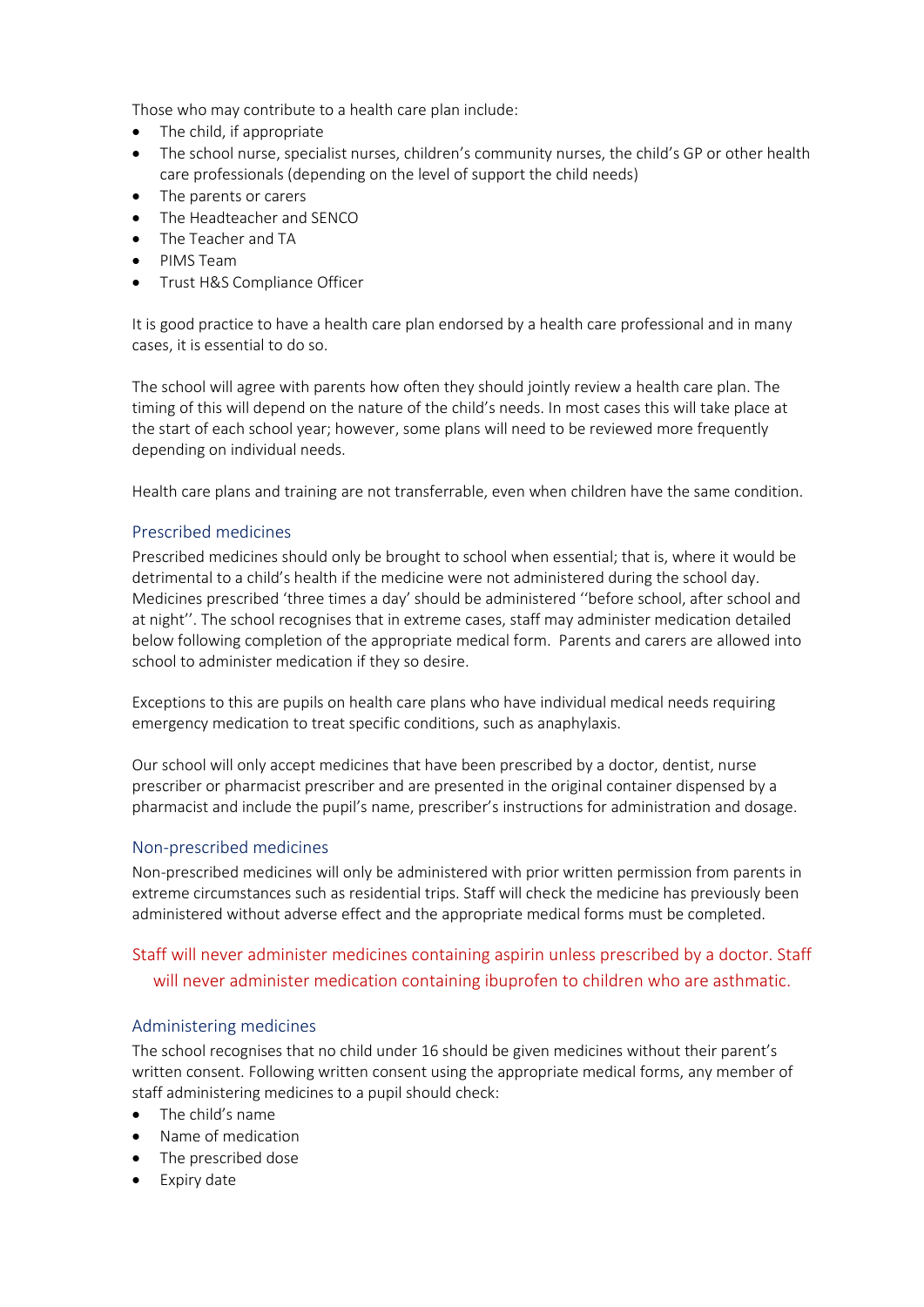Those who may contribute to a health care plan include:

- The child, if appropriate
- The school nurse, specialist nurses, children's community nurses, the child's GP or other health care professionals (depending on the level of support the child needs)
- The parents or carers
- The Headteacher and SENCO
- The Teacher and TA
- PIMS Team
- Trust H&S Compliance Officer

It is good practice to have a health care plan endorsed by a health care professional and in many cases, it is essential to do so.

The school will agree with parents how often they should jointly review a health care plan. The timing of this will depend on the nature of the child's needs. In most cases this will take place at the start of each school year; however, some plans will need to be reviewed more frequently depending on individual needs.

Health care plans and training are not transferrable, even when children have the same condition.

### Prescribed medicines

Prescribed medicines should only be brought to school when essential; that is, where it would be detrimental to a child's health if the medicine were not administered during the school day. Medicines prescribed 'three times a day' should be administered ''before school, after school and at night''. The school recognises that in extreme cases, staff may administer medication detailed below following completion of the appropriate medical form. Parents and carers are allowed into school to administer medication if they so desire.

Exceptions to this are pupils on health care plans who have individual medical needs requiring emergency medication to treat specific conditions, such as anaphylaxis.

Our school will only accept medicines that have been prescribed by a doctor, dentist, nurse prescriber or pharmacist prescriber and are presented in the original container dispensed by a pharmacist and include the pupil's name, prescriber's instructions for administration and dosage.

### Non-prescribed medicines

Non-prescribed medicines will only be administered with prior written permission from parents in extreme circumstances such as residential trips. Staff will check the medicine has previously been administered without adverse effect and the appropriate medical forms must be completed.

Staff will never administer medicines containing aspirin unless prescribed by a doctor. Staff will never administer medication containing ibuprofen to children who are asthmatic.

### Administering medicines

The school recognises that no child under 16 should be given medicines without their parent's written consent. Following written consent using the appropriate medical forms, any member of staff administering medicines to a pupil should check:

- The child's name
- Name of medication
- The prescribed dose
- Expiry date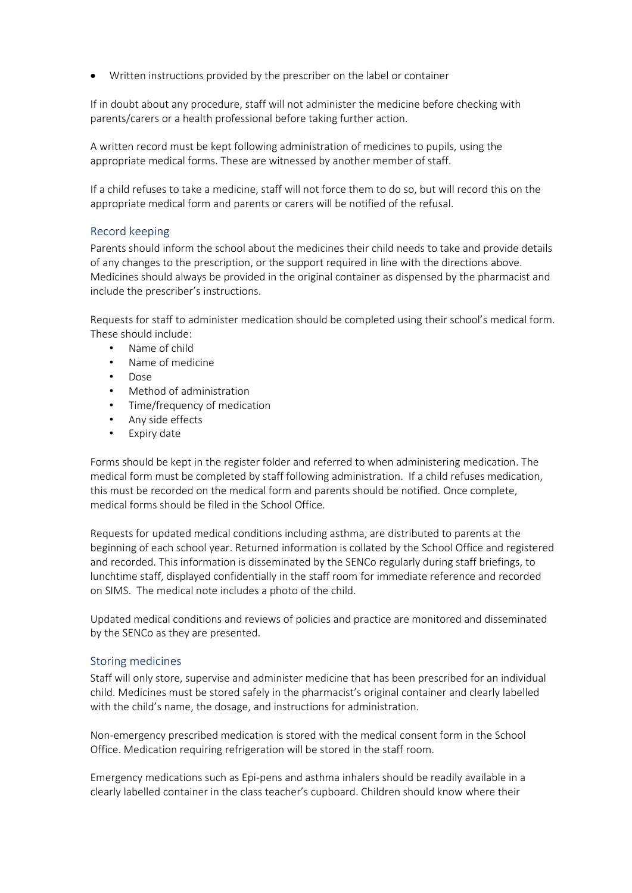- Written instructions provided by the prescriber on the label or container

If in doubt about any procedure, staff will not administer the medicine before checking with parents/carers or a health professional before taking further action.

A written record must be kept following administration of medicines to pupils, using the appropriate medical forms. These are witnessed by another member of staff.

If a child refuses to take a medicine, staff will not force them to do so, but will record this on the appropriate medical form and parents or carers will be notified of the refusal.

## Record keeping

Parents should inform the school about the medicines their child needs to take and provide details of any changes to the prescription, or the support required in line with the directions above. Medicines should always be provided in the original container as dispensed by the pharmacist and include the prescriber's instructions.

Requests for staff to administer medication should be completed using their school's medical form. These should include:

- Name of child
- Name of medicine
- Dose
- Method of administration
- Time/frequency of medication
- Any side effects
- Expiry date

Forms should be kept in the register folder and referred to when administering medication. The medical form must be completed by staff following administration. If a child refuses medication, this must be recorded on the medical form and parents should be notified. Once complete, medical forms should be filed in the School Office.

Requests for updated medical conditions including asthma, are distributed to parents at the beginning of each school year. Returned information is collated by the School Office and registered and recorded. This information is disseminated by the SENCo regularly during staff briefings, to lunchtime staff, displayed confidentially in the staff room for immediate reference and recorded on SIMS. The medical note includes a photo of the child.

Updated medical conditions and reviews of policies and practice are monitored and disseminated by the SENCo as they are presented.

## Storing medicines

Staff will only store, supervise and administer medicine that has been prescribed for an individual child. Medicines must be stored safely in the pharmacist's original container and clearly labelled with the child's name, the dosage, and instructions for administration.

Non-emergency prescribed medication is stored with the medical consent form in the School Office. Medication requiring refrigeration will be stored in the staff room.

Emergency medications such as Epi-pens and asthma inhalers should be readily available in a clearly labelled container in the class teacher's cupboard. Children should know where their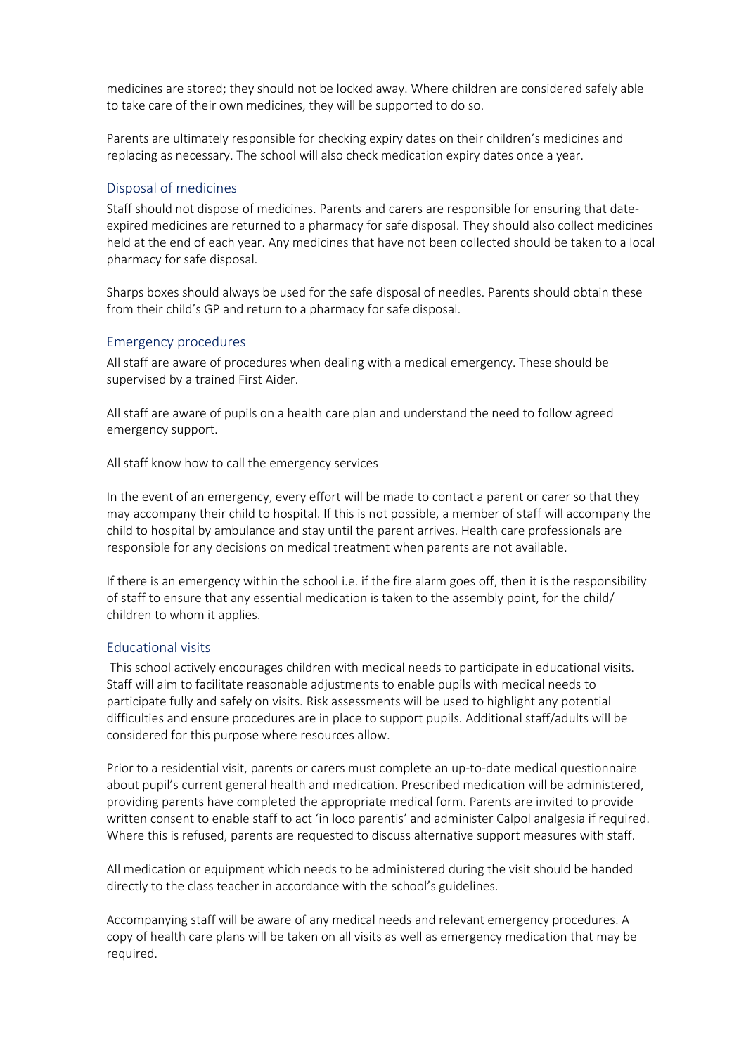medicines are stored; they should not be locked away. Where children are considered safely able to take care of their own medicines, they will be supported to do so.

Parents are ultimately responsible for checking expiry dates on their children's medicines and replacing as necessary. The school will also check medication expiry dates once a year.

## Disposal of medicines

Staff should not dispose of medicines. Parents and carers are responsible for ensuring that date-expired medicines are returned to a pharmacy for safe disposal. They should also collect medicines held at the end of each year. Any medicines that have not been collected should be taken to a local pharmacy for safe disposal.

Sharps boxes should always be used for the safe disposal of needles. Parents should obtain these from their child's GP and return to a pharmacy for safe disposal.

## Emergency procedures

All staff are aware of procedures when dealing with a medical emergency. These should be supervised by a trained First Aider.

All staff are aware of pupils on a health care plan and understand the need to follow agreed emergency support.

All staff know how to call the emergency services

In the event of an emergency, every effort will be made to contact a parent or carer so that they may accompany their child to hospital. If this is not possible, a member of staff will accompany the child to hospital by ambulance and stay until the parent arrives. Health care professionals are responsible for any decisions on medical treatment when parents are not available.

If there is an emergency within the school i.e. if the fire alarm goes off, then it is the responsibility of staff to ensure that any essential medication is taken to the assembly point, for the child/ children to whom it applies.

## Educational visits

This school actively encourages children with medical needs to participate in educational visits. Staff will aim to facilitate reasonable adjustments to enable pupils with medical needs to participate fully and safely on visits. Risk assessments will be used to highlight any potential difficulties and ensure procedures are in place to support pupils. Additional staff/adults will be considered for this purpose where resources allow.

Prior to a residential visit, parents or carers must complete an up-to-date medical questionnaire about pupil's current general health and medication. Prescribed medication will be administered, providing parents have completed the appropriate medical form. Parents are invited to provide written consent to enable staff to act 'in loco parentis' and administer Calpol analgesia if required. Where this is refused, parents are requested to discuss alternative support measures with staff.

All medication or equipment which needs to be administered during the visit should be handed directly to the class teacher in accordance with the school's guidelines.

Accompanying staff will be aware of any medical needs and relevant emergency procedures. A copy of health care plans will be taken on all visits as well as emergency medication that may be required.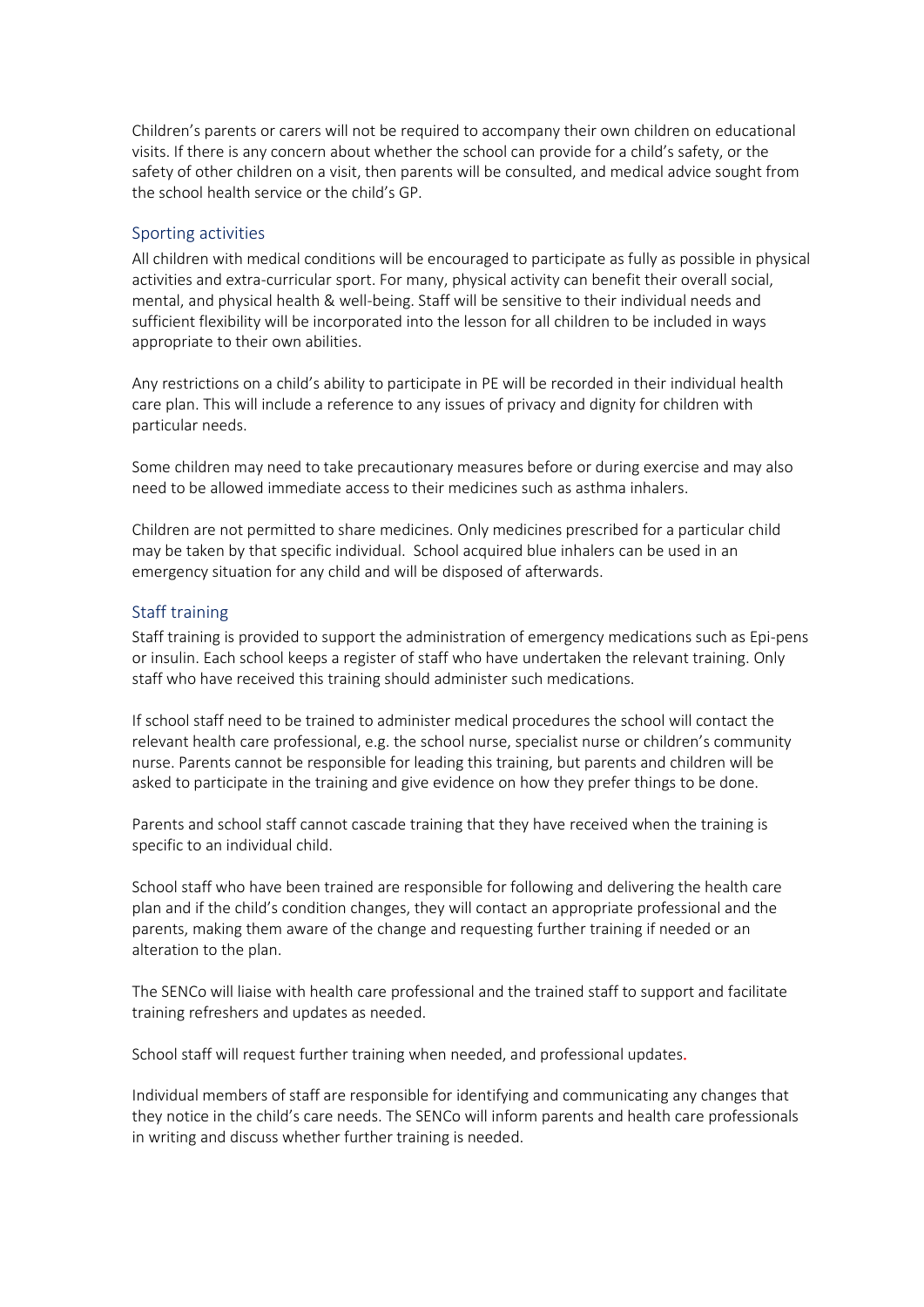Children's parents or carers will not be required to accompany their own children on educational visits. If there is any concern about whether the school can provide for a child's safety, or the safety of other children on a visit, then parents will be consulted, and medical advice sought from the school health service or the child's GP.

## Sporting activities

All children with medical conditions will be encouraged to participate as fully as possible in physical activities and extra-curricular sport. For many, physical activity can benefit their overall social, mental, and physical health & well-being. Staff will be sensitive to their individual needs and sufficient flexibility will be incorporated into the lesson for all children to be included in ways appropriate to their own abilities.

Any restrictions on a child's ability to participate in PE will be recorded in their individual health care plan. This will include a reference to any issues of privacy and dignity for children with particular needs.

Some children may need to take precautionary measures before or during exercise and may also need to be allowed immediate access to their medicines such as asthma inhalers.

Children are not permitted to share medicines. Only medicines prescribed for a particular child may be taken by that specific individual. School acquired blue inhalers can be used in an emergency situation for any child and will be disposed of afterwards.

## Staff training

Staff training is provided to support the administration of emergency medications such as Epi-pens or insulin. Each school keeps a register of staff who have undertaken the relevant training. Only staff who have received this training should administer such medications.

If school staff need to be trained to administer medical procedures the school will contact the relevant health care professional, e.g. the school nurse, specialist nurse or children's community nurse. Parents cannot be responsible for leading this training, but parents and children will be asked to participate in the training and give evidence on how they prefer things to be done.

Parents and school staff cannot cascade training that they have received when the training is specific to an individual child.

School staff who have been trained are responsible for following and delivering the health care plan and if the child's condition changes, they will contact an appropriate professional and the parents, making them aware of the change and requesting further training if needed or an alteration to the plan.

The SENCo will liaise with health care professional and the trained staff to support and facilitate training refreshers and updates as needed.

School staff will request further training when needed, and professional updates.

Individual members of staff are responsible for identifying and communicating any changes that they notice in the child's care needs. The SENCo will inform parents and health care professionals in writing and discuss whether further training is needed.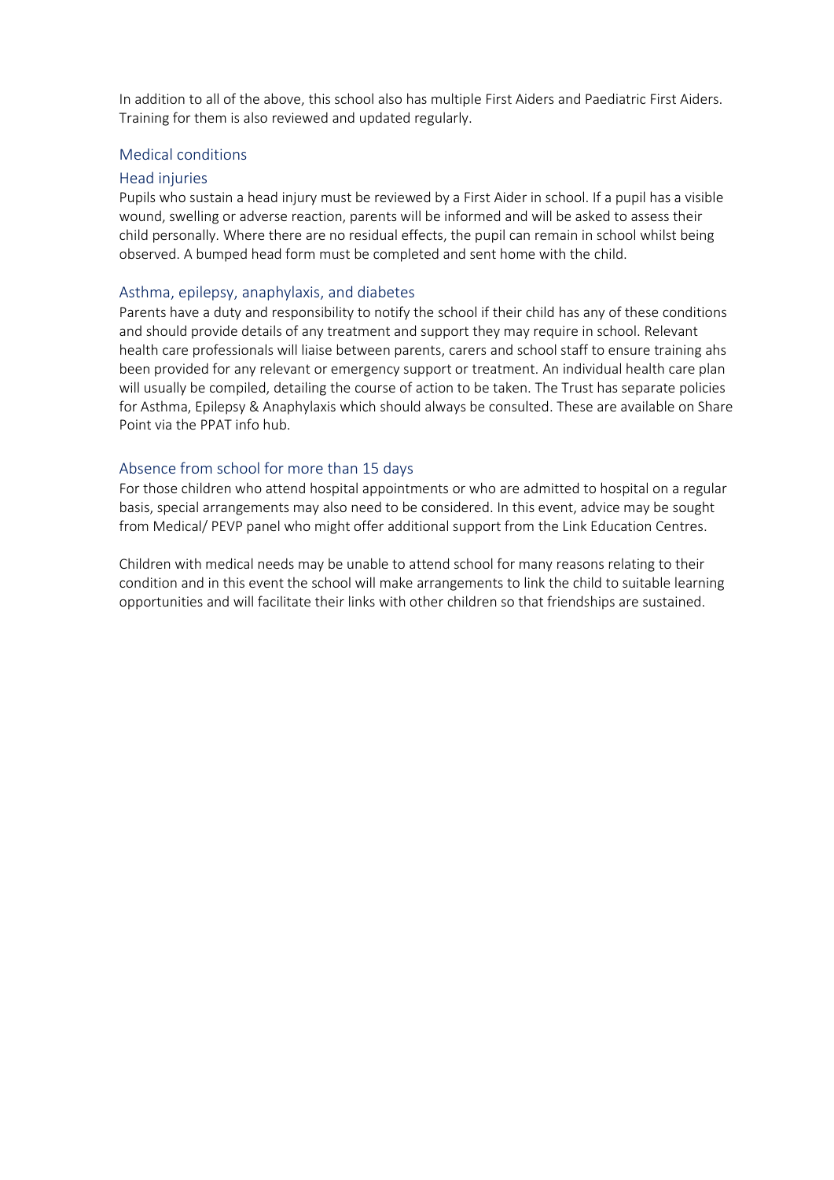In addition to all of the above, this school also has multiple First Aiders and Paediatric First Aiders. Training for them is also reviewed and updated regularly.

## Medical conditions

### Head injuries

Pupils who sustain a head injury must be reviewed by a First Aider in school. If a pupil has a visible wound, swelling or adverse reaction, parents will be informed and will be asked to assess their child personally. Where there are no residual effects, the pupil can remain in school whilst being observed. A bumped head form must be completed and sent home with the child.

### Asthma, epilepsy, anaphylaxis, and diabetes

Parents have a duty and responsibility to notify the school if their child has any of these conditions and should provide details of any treatment and support they may require in school. Relevant health care professionals will liaise between parents, carers and school staff to ensure training ahs been provided for any relevant or emergency support or treatment. An individual health care plan will usually be compiled, detailing the course of action to be taken. The Trust has separate policies for Asthma, Epilepsy & Anaphylaxis which should always be consulted. These are available on Share Point via the PPAT info hub.

### Absence from school for more than 15 days

For those children who attend hospital appointments or who are admitted to hospital on a regular basis, special arrangements may also need to be considered. In this event, advice may be sought from Medical/ PEVP panel who might offer additional support from the Link Education Centres.

Children with medical needs may be unable to attend school for many reasons relating to their condition and in this event the school will make arrangements to link the child to suitable learning opportunities and will facilitate their links with other children so that friendships are sustained.